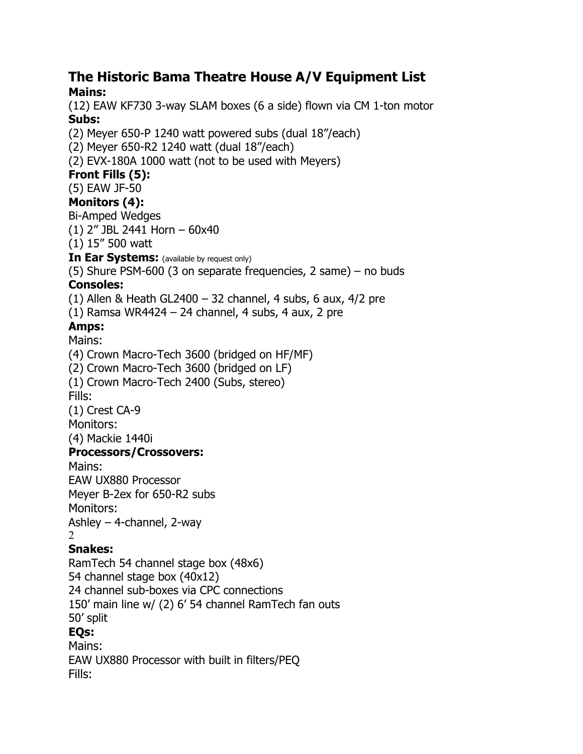# The Historic Bama Theatre House A/V Equipment List

**Mains:**

(12) EAW KF730 3-way SLAM boxes (6 a side) flown via CM 1-ton motor

**Subs:**

(2) Meyer 650-P 1240 watt powered subs (dual 18"/each)
(2) Meyer 650-R2 1240 watt (dual 18"/each)
(2) EVX-180A 1000 watt (not to be used with Meyers)

**Front Fills (5):**

(5) EAW JF-50

**Monitors (4):**

Bi-Amped Wedges
(1) 2" JBL 2441 Horn – 60x40
(1) 15" 500 watt

**In Ear Systems:** (available by request only)

(5) Shure PSM-600 (3 on separate frequencies, 2 same) – no buds

**Consoles:**

(1) Allen & Heath GL2400 – 32 channel, 4 subs, 6 aux, 4/2 pre
(1) Ramsa WR4424 – 24 channel, 4 subs, 4 aux, 2 pre

**Amps:**

Mains:
(4) Crown Macro-Tech 3600 (bridged on HF/MF)
(2) Crown Macro-Tech 3600 (bridged on LF)
(1) Crown Macro-Tech 2400 (Subs, stereo)
Fills:
(1) Crest CA-9
Monitors:
(4) Mackie 1440i

**Processors/Crossovers:**

Mains:
EAW UX880 Processor
Meyer B-2ex for 650-R2 subs
Monitors:
Ashley – 4-channel, 2-way

**Snakes:**

RamTech 54 channel stage box (48x6)
54 channel stage box (40x12)
24 channel sub-boxes via CPC connections
150' main line w/ (2) 6' 54 channel RamTech fan outs
50' split

**EQs:**

Mains:
EAW UX880 Processor with built in filters/PEQ
Fills: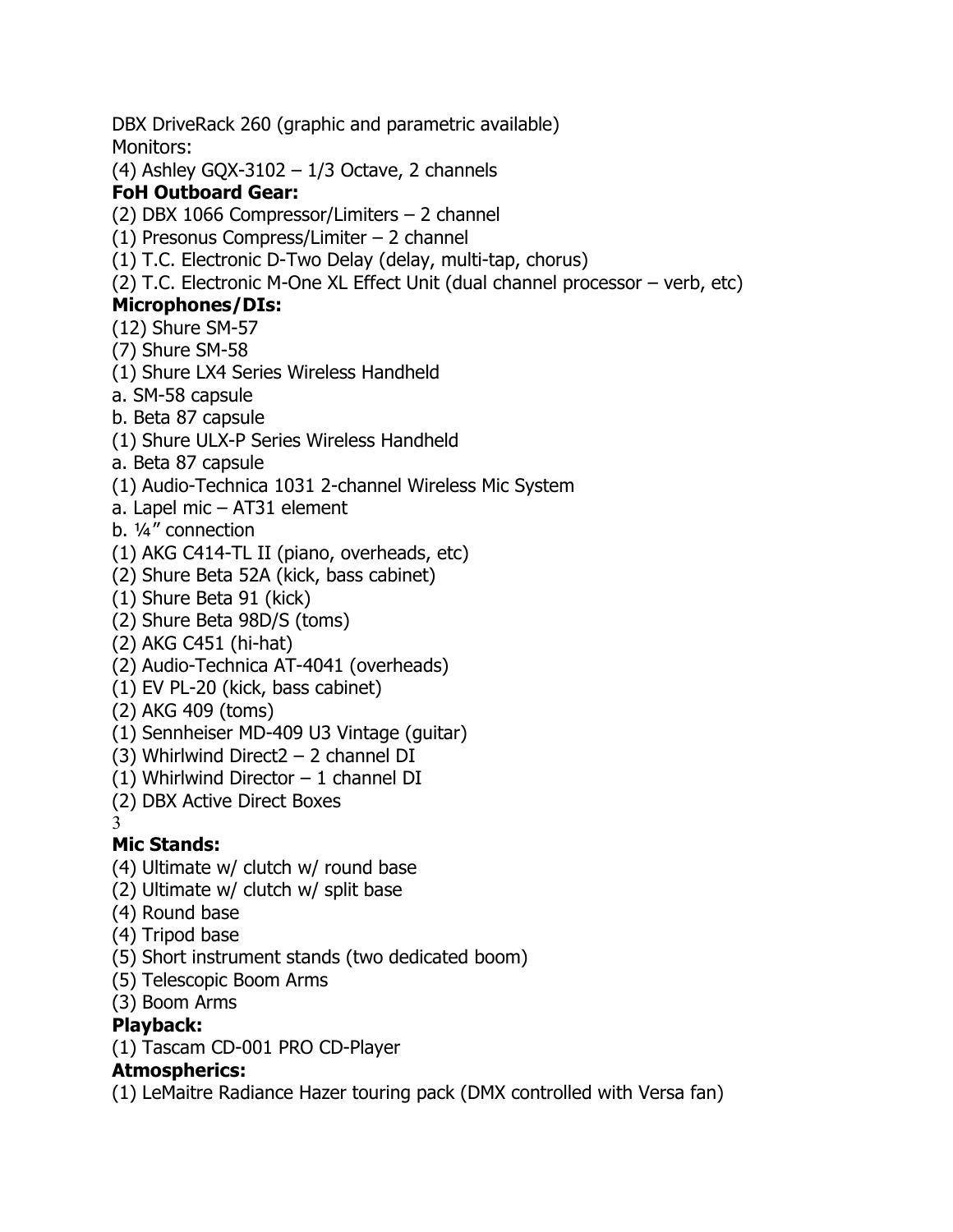DBX DriveRack 260 (graphic and parametric available)
Monitors:
(4) Ashley GQX-3102 – 1/3 Octave, 2 channels

**FoH Outboard Gear:**

(2) DBX 1066 Compressor/Limiters – 2 channel
(1) Presonus Compress/Limiter – 2 channel
(1) T.C. Electronic D-Two Delay (delay, multi-tap, chorus)
(2) T.C. Electronic M-One XL Effect Unit (dual channel processor – verb, etc)

**Microphones/DIs:**

(12) Shure SM-57
(7) Shure SM-58
(1) Shure LX4 Series Wireless Handheld
a. SM-58 capsule
b. Beta 87 capsule
(1) Shure ULX-P Series Wireless Handheld
a. Beta 87 capsule
(1) Audio-Technica 1031 2-channel Wireless Mic System
a. Lapel mic – AT31 element
b. ¼" connection
(1) AKG C414-TL II (piano, overheads, etc)
(2) Shure Beta 52A (kick, bass cabinet)
(1) Shure Beta 91 (kick)
(2) Shure Beta 98D/S (toms)
(2) AKG C451 (hi-hat)
(2) Audio-Technica AT-4041 (overheads)
(1) EV PL-20 (kick, bass cabinet)
(2) AKG 409 (toms)
(1) Sennheiser MD-409 U3 Vintage (guitar)
(3) Whirlwind Direct2 – 2 channel DI
(1) Whirlwind Director – 1 channel DI
(2) DBX Active Direct Boxes

**Mic Stands:**

(4) Ultimate w/ clutch w/ round base
(2) Ultimate w/ clutch w/ split base
(4) Round base
(4) Tripod base
(5) Short instrument stands (two dedicated boom)
(5) Telescopic Boom Arms
(3) Boom Arms

**Playback:**

(1) Tascam CD-001 PRO CD-Player

**Atmospherics:**

(1) LeMaitre Radiance Hazer touring pack (DMX controlled with Versa fan)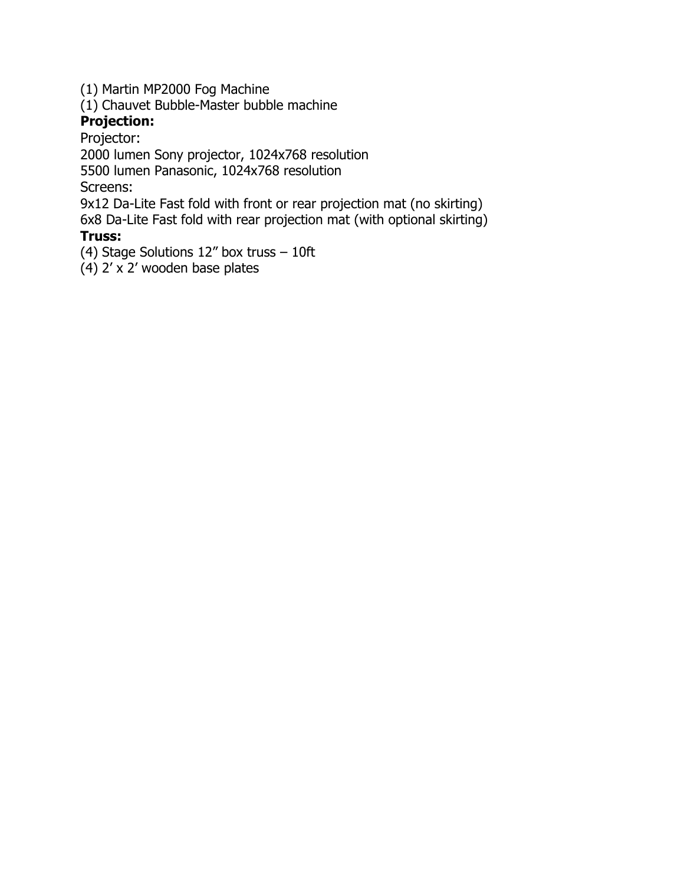(1) Martin MP2000 Fog Machine
(1) Chauvet Bubble-Master bubble machine

**Projection:**

Projector:
2000 lumen Sony projector, 1024x768 resolution
5500 lumen Panasonic, 1024x768 resolution

Screens:
9x12 Da-Lite Fast fold with front or rear projection mat (no skirting)
6x8 Da-Lite Fast fold with rear projection mat (with optional skirting)

**Truss:**

(4) Stage Solutions 12" box truss – 10ft
(4) 2' x 2' wooden base plates